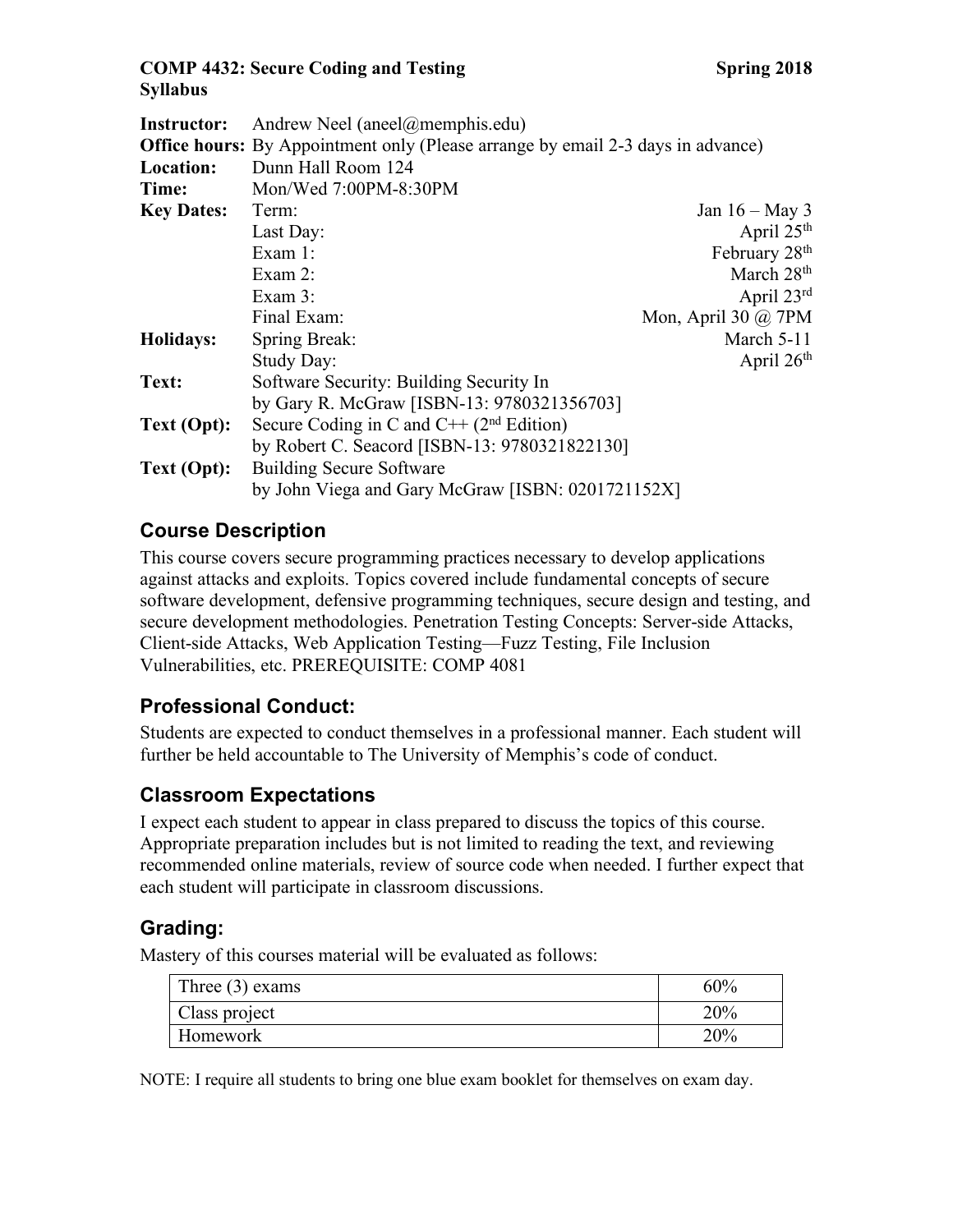**COMP 4432: Secure Coding and Testing** **Spring 2018**
**Syllabus**

| | | |
|---|---|---|
| **Instructor:** | Andrew Neel (aneel@memphis.edu) | |
| **Office hours:** | By Appointment only (Please arrange by email 2-3 days in advance) | |
| **Location:** | Dunn Hall Room 124 | |
| **Time:** | Mon/Wed 7:00PM-8:30PM | |
| **Key Dates:** | Term: | Jan 16 – May 3 |
| | Last Day: | April 25th |
| | Exam 1: | February 28th |
| | Exam 2: | March 28th |
| | Exam 3: | April 23rd |
| | Final Exam: | Mon, April 30 @ 7PM |
| **Holidays:** | Spring Break: | March 5-11 |
| | Study Day: | April 26th |
| **Text:** | Software Security: Building Security In by Gary R. McGraw [ISBN-13: 9780321356703] | |
| **Text (Opt):** | Secure Coding in C and C++ (2nd Edition) by Robert C. Seacord [ISBN-13: 9780321822130] | |
| **Text (Opt):** | Building Secure Software by John Viega and Gary McGraw [ISBN: 0201721152X] | |

## Course Description

This course covers secure programming practices necessary to develop applications against attacks and exploits. Topics covered include fundamental concepts of secure software development, defensive programming techniques, secure design and testing, and secure development methodologies. Penetration Testing Concepts: Server-side Attacks, Client-side Attacks, Web Application Testing—Fuzz Testing, File Inclusion Vulnerabilities, etc. PREREQUISITE: COMP 4081

## Professional Conduct:

Students are expected to conduct themselves in a professional manner. Each student will further be held accountable to The University of Memphis's code of conduct.

## Classroom Expectations

I expect each student to appear in class prepared to discuss the topics of this course. Appropriate preparation includes but is not limited to reading the text, and reviewing recommended online materials, review of source code when needed. I further expect that each student will participate in classroom discussions.

## Grading:

Mastery of this courses material will be evaluated as follows:

| | |
|---|---|
| Three (3) exams | 60% |
| Class project | 20% |
| Homework | 20% |

NOTE: I require all students to bring one blue exam booklet for themselves on exam day.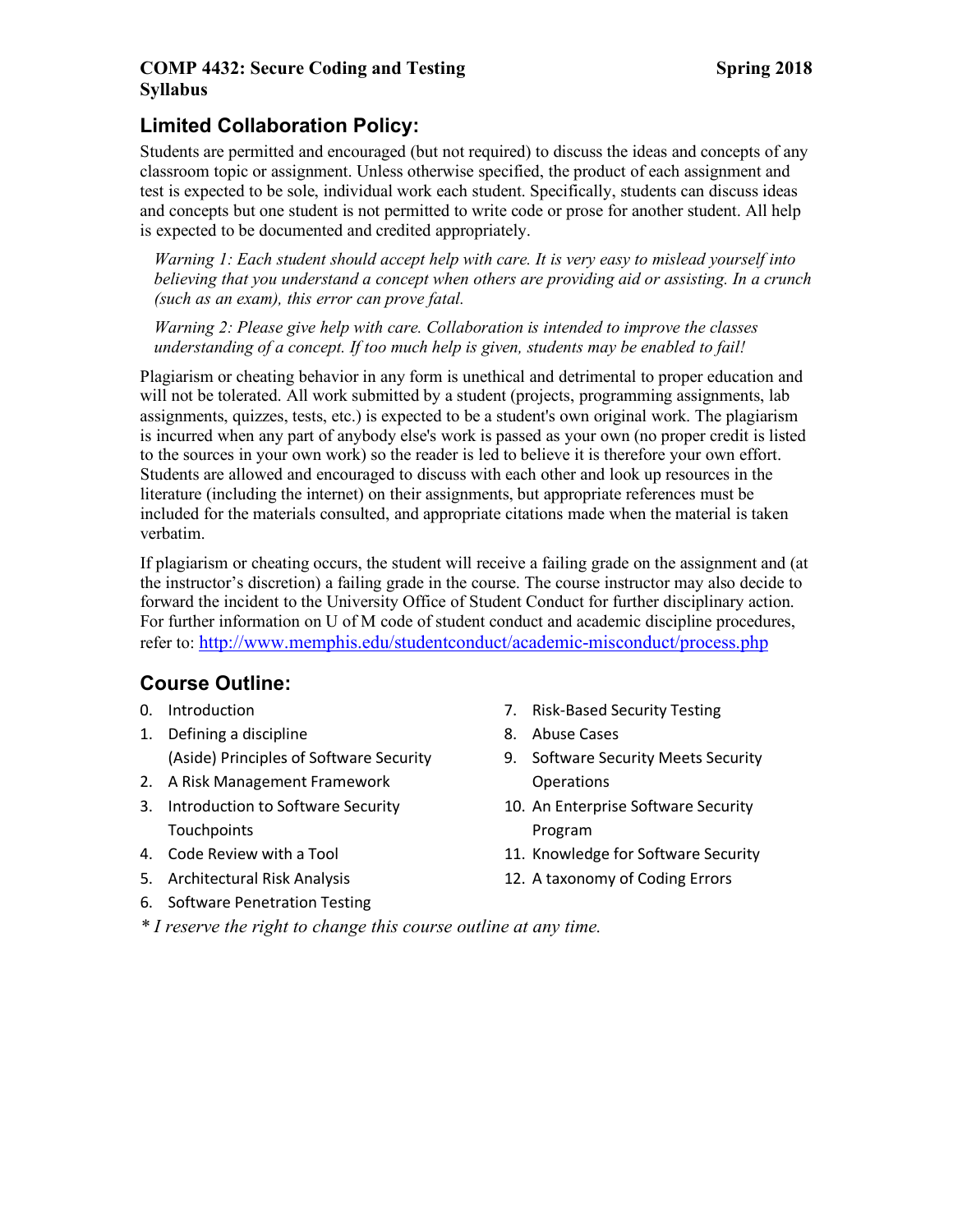## Limited Collaboration Policy:

Students are permitted and encouraged (but not required) to discuss the ideas and concepts of any classroom topic or assignment. Unless otherwise specified, the product of each assignment and test is expected to be sole, individual work each student. Specifically, students can discuss ideas and concepts but one student is not permitted to write code or prose for another student. All help is expected to be documented and credited appropriately.

> *Warning 1: Each student should accept help with care. It is very easy to mislead yourself into believing that you understand a concept when others are providing aid or assisting. In a crunch (such as an exam), this error can prove fatal.*

> *Warning 2: Please give help with care. Collaboration is intended to improve the classes understanding of a concept. If too much help is given, students may be enabled to fail!*

Plagiarism or cheating behavior in any form is unethical and detrimental to proper education and will not be tolerated. All work submitted by a student (projects, programming assignments, lab assignments, quizzes, tests, etc.) is expected to be a student's own original work. The plagiarism is incurred when any part of anybody else's work is passed as your own (no proper credit is listed to the sources in your own work) so the reader is led to believe it is therefore your own effort. Students are allowed and encouraged to discuss with each other and look up resources in the literature (including the internet) on their assignments, but appropriate references must be included for the materials consulted, and appropriate citations made when the material is taken verbatim.

If plagiarism or cheating occurs, the student will receive a failing grade on the assignment and (at the instructor's discretion) a failing grade in the course. The course instructor may also decide to forward the incident to the University Office of Student Conduct for further disciplinary action. For further information on U of M code of student conduct and academic discipline procedures, refer to: http://www.memphis.edu/studentconduct/academic-misconduct/process.php

## Course Outline:

0. Introduction
1. Defining a discipline
   (Aside) Principles of Software Security
2. A Risk Management Framework
3. Introduction to Software Security Touchpoints
4. Code Review with a Tool
5. Architectural Risk Analysis
6. Software Penetration Testing
7. Risk-Based Security Testing
8. Abuse Cases
9. Software Security Meets Security Operations
10. An Enterprise Software Security Program
11. Knowledge for Software Security
12. A taxonomy of Coding Errors

*\* I reserve the right to change this course outline at any time.*